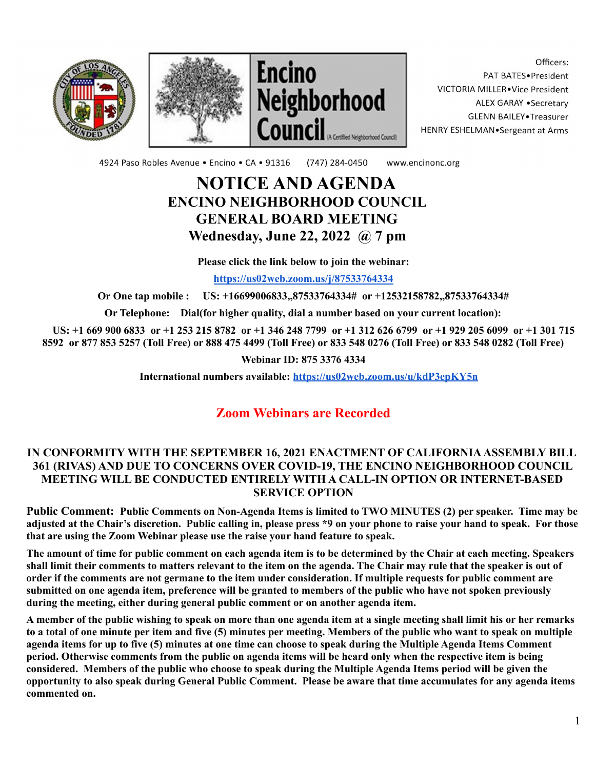Encino Neighborhood Council (A Certified Neighborhood Council)

Officers:
PAT BATES•President
VICTORIA MILLER•Vice President
ALEX GARAY •Secretary
GLENN BAILEY•Treasurer
HENRY ESHELMAN•Sergeant at Arms

4924 Paso Robles Avenue • Encino • CA • 91316 (747) 284-0450 www.encinonc.org

# NOTICE AND AGENDA
## ENCINO NEIGHBORHOOD COUNCIL
## GENERAL BOARD MEETING
## Wednesday, June 22, 2022 @ 7 pm

**Please click the link below to join the webinar:**

**https://us02web.zoom.us/j/87533764334**

**Or One tap mobile : US: +16699006833,,87533764334# or +12532158782,,87533764334#**

**Or Telephone: Dial(for higher quality, dial a number based on your current location):**

**US: +1 669 900 6833 or +1 253 215 8782 or +1 346 248 7799 or +1 312 626 6799 or +1 929 205 6099 or +1 301 715 8592 or 877 853 5257 (Toll Free) or 888 475 4499 (Toll Free) or 833 548 0276 (Toll Free) or 833 548 0282 (Toll Free)**

**Webinar ID: 875 3376 4334**

**International numbers available: https://us02web.zoom.us/u/kdP3epKY5n**

## Zoom Webinars are Recorded

**IN CONFORMITY WITH THE SEPTEMBER 16, 2021 ENACTMENT OF CALIFORNIA ASSEMBLY BILL 361 (RIVAS) AND DUE TO CONCERNS OVER COVID-19, THE ENCINO NEIGHBORHOOD COUNCIL MEETING WILL BE CONDUCTED ENTIRELY WITH A CALL-IN OPTION OR INTERNET-BASED SERVICE OPTION**

**Public Comment: Public Comments on Non-Agenda Items is limited to TWO MINUTES (2) per speaker. Time may be adjusted at the Chair's discretion. Public calling in, please press *9 on your phone to raise your hand to speak. For those that are using the Zoom Webinar please use the raise your hand feature to speak.**

**The amount of time for public comment on each agenda item is to be determined by the Chair at each meeting. Speakers shall limit their comments to matters relevant to the item on the agenda. The Chair may rule that the speaker is out of order if the comments are not germane to the item under consideration. If multiple requests for public comment are submitted on one agenda item, preference will be granted to members of the public who have not spoken previously during the meeting, either during general public comment or on another agenda item.**

**A member of the public wishing to speak on more than one agenda item at a single meeting shall limit his or her remarks to a total of one minute per item and five (5) minutes per meeting. Members of the public who want to speak on multiple agenda items for up to five (5) minutes at one time can choose to speak during the Multiple Agenda Items Comment period. Otherwise comments from the public on agenda items will be heard only when the respective item is being considered. Members of the public who choose to speak during the Multiple Agenda Items period will be given the opportunity to also speak during General Public Comment. Please be aware that time accumulates for any agenda items commented on.**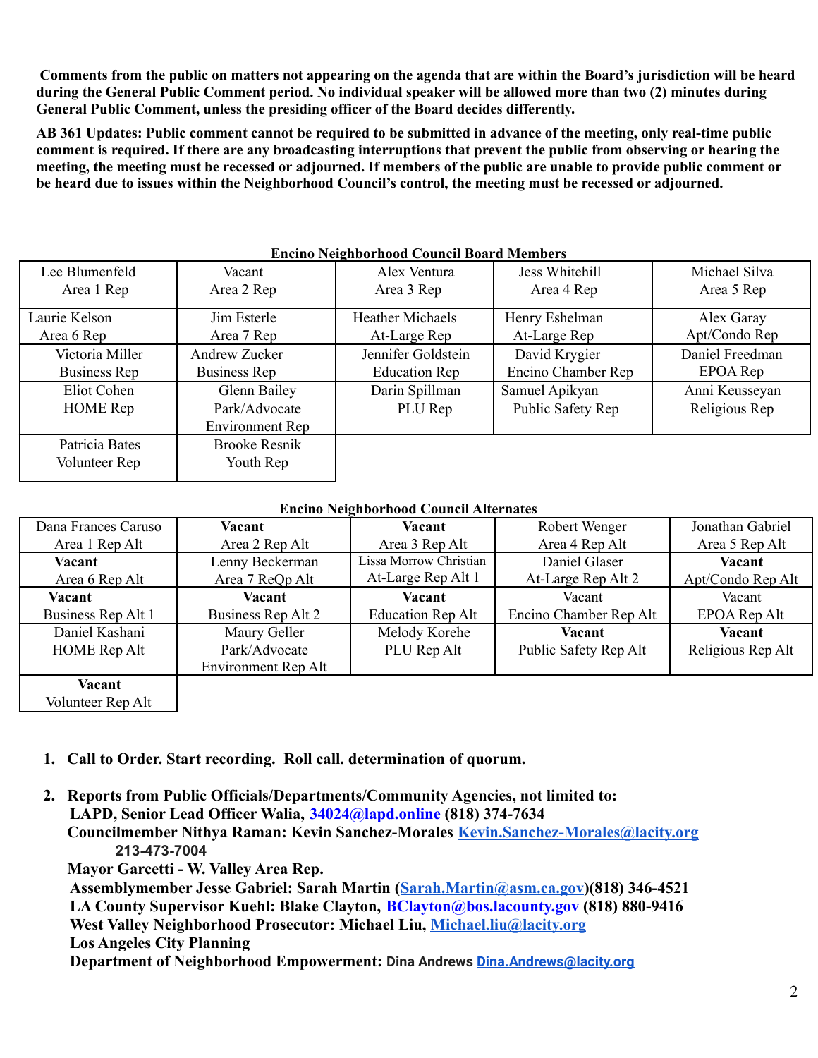**Comments from the public on matters not appearing on the agenda that are within the Board's jurisdiction will be heard during the General Public Comment period. No individual speaker will be allowed more than two (2) minutes during General Public Comment, unless the presiding officer of the Board decides differently.**

**AB 361 Updates: Public comment cannot be required to be submitted in advance of the meeting, only real-time public comment is required. If there are any broadcasting interruptions that prevent the public from observing or hearing the meeting, the meeting must be recessed or adjourned. If members of the public are unable to provide public comment or be heard due to issues within the Neighborhood Council's control, the meeting must be recessed or adjourned.**

**Encino Neighborhood Council Board Members**

| | | | | |
|---|---|---|---|---|
| Lee Blumenfeld Area 1 Rep | Vacant Area 2 Rep | Alex Ventura Area 3 Rep | Jess Whitehill Area 4 Rep | Michael Silva Area 5 Rep |
| Laurie Kelson Area 6 Rep | Jim Esterle Area 7 Rep | Heather Michaels At-Large Rep | Henry Eshelman At-Large Rep | Alex Garay Apt/Condo Rep |
| Victoria Miller Business Rep | Andrew Zucker Business Rep | Jennifer Goldstein Education Rep | David Krygier Encino Chamber Rep | Daniel Freedman EPOA Rep |
| Eliot Cohen HOME Rep | Glenn Bailey Park/Advocate Environment Rep | Darin Spillman PLU Rep | Samuel Apikyan Public Safety Rep | Anni Keusseyan Religious Rep |
| Patricia Bates Volunteer Rep | Brooke Resnik Youth Rep | | | |

**Encino Neighborhood Council Alternates**

| | | | | |
|---|---|---|---|---|
| Dana Frances Caruso Area 1 Rep Alt | **Vacant** Area 2 Rep Alt | **Vacant** Area 3 Rep Alt | Robert Wenger Area 4 Rep Alt | Jonathan Gabriel Area 5 Rep Alt |
| **Vacant** Area 6 Rep Alt | Lenny Beckerman Area 7 ReQp Alt | Lissa Morrow Christian At-Large Rep Alt 1 | Daniel Glaser At-Large Rep Alt 2 | **Vacant** Apt/Condo Rep Alt |
| **Vacant** Business Rep Alt 1 | **Vacant** Business Rep Alt 2 | **Vacant** Education Rep Alt | Vacant Encino Chamber Rep Alt | Vacant EPOA Rep Alt |
| Daniel Kashani HOME Rep Alt | Maury Geller Park/Advocate Environment Rep Alt | Melody Korehe PLU Rep Alt | **Vacant** Public Safety Rep Alt | **Vacant** Religious Rep Alt |
| **Vacant** Volunteer Rep Alt | | | | |

1. **Call to Order. Start recording. Roll call. determination of quorum.**

2. **Reports from Public Officials/Departments/Community Agencies, not limited to:**
   **LAPD, Senior Lead Officer Walia, 34024@lapd.online (818) 374-7634**
   **Councilmember Nithya Raman: Kevin Sanchez-Morales Kevin.Sanchez-Morales@lacity.org 213-473-7004**
   **Mayor Garcetti - W. Valley Area Rep.**
   **Assemblymember Jesse Gabriel: Sarah Martin (Sarah.Martin@asm.ca.gov)(818) 346-4521**
   **LA County Supervisor Kuehl: Blake Clayton, BClayton@bos.lacounty.gov (818) 880-9416**
   **West Valley Neighborhood Prosecutor: Michael Liu, Michael.liu@lacity.org**
   **Los Angeles City Planning**
   **Department of Neighborhood Empowerment: Dina Andrews Dina.Andrews@lacity.org**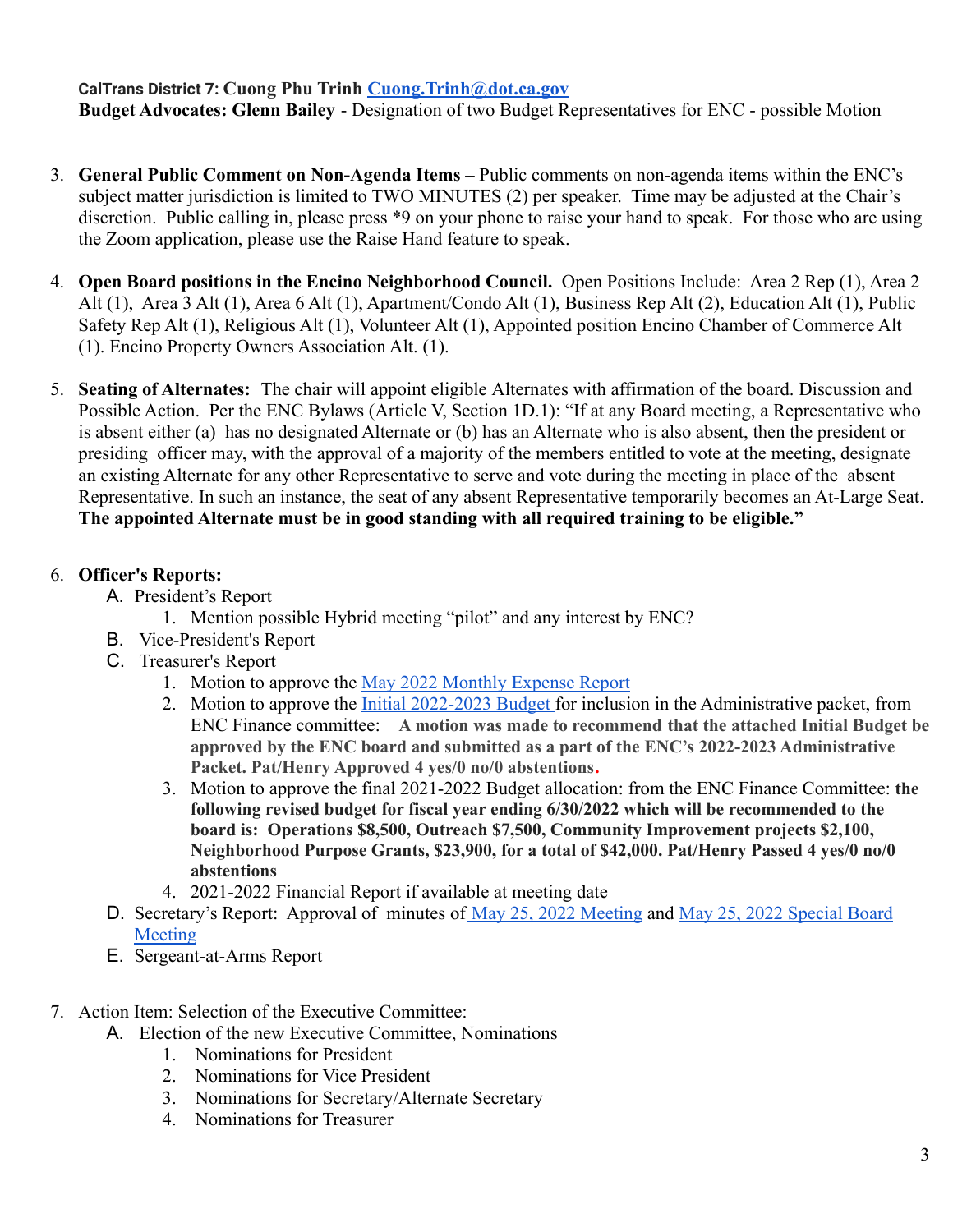**CalTrans District 7: Cuong Phu Trinh [Cuong.Trinh@dot.ca.gov](mailto:Cuong.Trinh@dot.ca.gov)**
**Budget Advocates: Glenn Bailey** - Designation of two Budget Representatives for ENC - possible Motion

3. **General Public Comment on Non-Agenda Items –** Public comments on non-agenda items within the ENC's subject matter jurisdiction is limited to TWO MINUTES (2) per speaker. Time may be adjusted at the Chair's discretion. Public calling in, please press *9 on your phone to raise your hand to speak. For those who are using the Zoom application, please use the Raise Hand feature to speak.

4. **Open Board positions in the Encino Neighborhood Council.** Open Positions Include: Area 2 Rep (1), Area 2 Alt (1), Area 3 Alt (1), Area 6 Alt (1), Apartment/Condo Alt (1), Business Rep Alt (2), Education Alt (1), Public Safety Rep Alt (1), Religious Alt (1), Volunteer Alt (1), Appointed position Encino Chamber of Commerce Alt (1). Encino Property Owners Association Alt. (1).

5. **Seating of Alternates:** The chair will appoint eligible Alternates with affirmation of the board. Discussion and Possible Action. Per the ENC Bylaws (Article V, Section 1D.1): "If at any Board meeting, a Representative who is absent either (a) has no designated Alternate or (b) has an Alternate who is also absent, then the president or presiding officer may, with the approval of a majority of the members entitled to vote at the meeting, designate an existing Alternate for any other Representative to serve and vote during the meeting in place of the absent Representative. In such an instance, the seat of any absent Representative temporarily becomes an At-Large Seat. **The appointed Alternate must be in good standing with all required training to be eligible."**

6. **Officer's Reports:**
   A. President's Report
      1. Mention possible Hybrid meeting "pilot" and any interest by ENC?
   B. Vice-President's Report
   C. Treasurer's Report
      1. Motion to approve the [May 2022 Monthly Expense Report]()
      2. Motion to approve the [Initial 2022-2023 Budget]() for inclusion in the Administrative packet, from ENC Finance committee: **A motion was made to recommend that the attached Initial Budget be approved by the ENC board and submitted as a part of the ENC's 2022-2023 Administrative Packet. Pat/Henry Approved 4 yes/0 no/0 abstentions.**
      3. Motion to approve the final 2021-2022 Budget allocation: from the ENC Finance Committee: **the following revised budget for fiscal year ending 6/30/2022 which will be recommended to the board is: Operations $8,500, Outreach $7,500, Community Improvement projects $2,100, Neighborhood Purpose Grants, $23,900, for a total of $42,000. Pat/Henry Passed 4 yes/0 no/0 abstentions**
      4. 2021-2022 Financial Report if available at meeting date
   D. Secretary's Report: Approval of minutes of [May 25, 2022 Meeting]() and [May 25, 2022 Special Board Meeting]()
   E. Sergeant-at-Arms Report

7. Action Item: Selection of the Executive Committee:
   A. Election of the new Executive Committee, Nominations
      1. Nominations for President
      2. Nominations for Vice President
      3. Nominations for Secretary/Alternate Secretary
      4. Nominations for Treasurer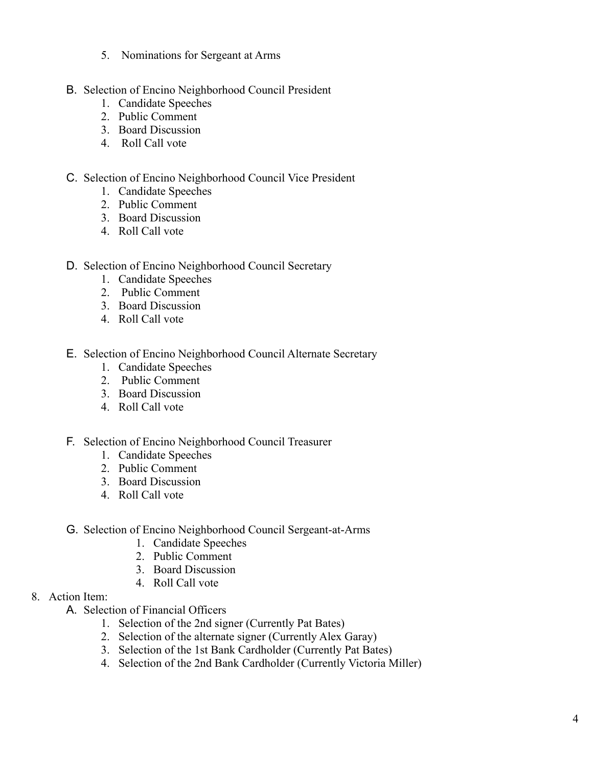5. Nominations for Sergeant at Arms

B. Selection of Encino Neighborhood Council President
   1. Candidate Speeches
   2. Public Comment
   3. Board Discussion
   4. Roll Call vote

C. Selection of Encino Neighborhood Council Vice President
   1. Candidate Speeches
   2. Public Comment
   3. Board Discussion
   4. Roll Call vote

D. Selection of Encino Neighborhood Council Secretary
   1. Candidate Speeches
   2. Public Comment
   3. Board Discussion
   4. Roll Call vote

E. Selection of Encino Neighborhood Council Alternate Secretary
   1. Candidate Speeches
   2. Public Comment
   3. Board Discussion
   4. Roll Call vote

F. Selection of Encino Neighborhood Council Treasurer
   1. Candidate Speeches
   2. Public Comment
   3. Board Discussion
   4. Roll Call vote

G. Selection of Encino Neighborhood Council Sergeant-at-Arms
   1. Candidate Speeches
   2. Public Comment
   3. Board Discussion
   4. Roll Call vote

8. Action Item:
   A. Selection of Financial Officers
      1. Selection of the 2nd signer (Currently Pat Bates)
      2. Selection of the alternate signer (Currently Alex Garay)
      3. Selection of the 1st Bank Cardholder (Currently Pat Bates)
      4. Selection of the 2nd Bank Cardholder (Currently Victoria Miller)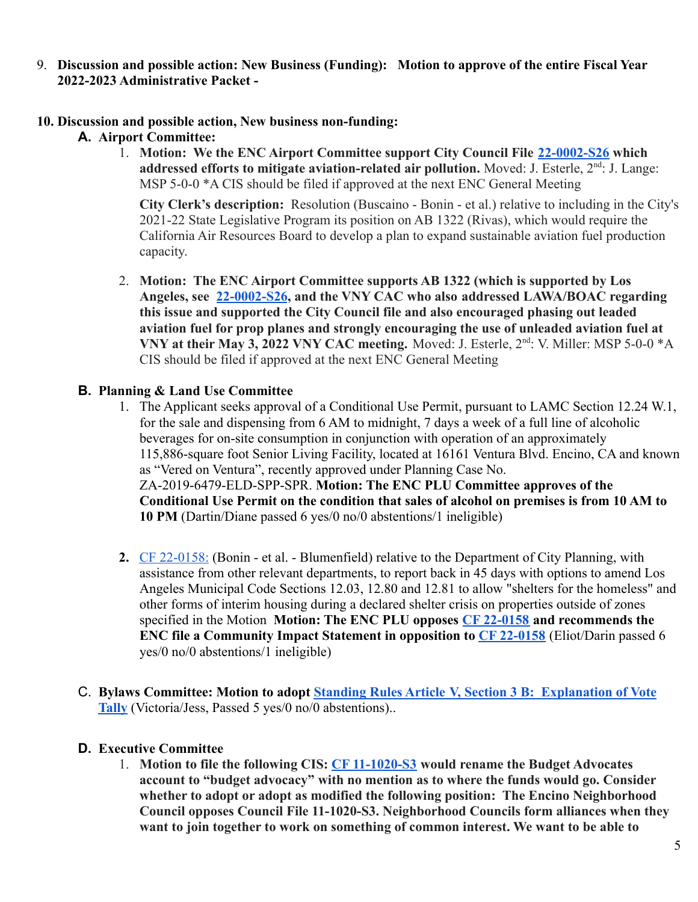9. **Discussion and possible action: New Business (Funding): Motion to approve of the entire Fiscal Year 2022-2023 Administrative Packet -**

**10. Discussion and possible action, New business non-funding:**

**A. Airport Committee:**

1. **Motion: We the ENC Airport Committee support City Council File [22-0002-S26](22-0002-S26) which addressed efforts to mitigate aviation-related air pollution.** Moved: J. Esterle, 2nd: J. Lange: MSP 5-0-0 *A CIS should be filed if approved at the next ENC General Meeting

   **City Clerk's description:** Resolution (Buscaino - Bonin - et al.) relative to including in the City's 2021-22 State Legislative Program its position on AB 1322 (Rivas), which would require the California Air Resources Board to develop a plan to expand sustainable aviation fuel production capacity.

2. **Motion: The ENC Airport Committee supports AB 1322 (which is supported by Los Angeles, see [22-0002-S26](22-0002-S26), and the VNY CAC who also addressed LAWA/BOAC regarding this issue and supported the City Council file and also encouraged phasing out leaded aviation fuel for prop planes and strongly encouraging the use of unleaded aviation fuel at VNY at their May 3, 2022 VNY CAC meeting.** Moved: J. Esterle, 2nd: V. Miller: MSP 5-0-0 *A CIS should be filed if approved at the next ENC General Meeting

**B. Planning & Land Use Committee**

1. The Applicant seeks approval of a Conditional Use Permit, pursuant to LAMC Section 12.24 W.1, for the sale and dispensing from 6 AM to midnight, 7 days a week of a full line of alcoholic beverages for on-site consumption in conjunction with operation of an approximately 115,886-square foot Senior Living Facility, located at 16161 Ventura Blvd. Encino, CA and known as "Vered on Ventura", recently approved under Planning Case No. ZA-2019-6479-ELD-SPP-SPR. **Motion: The ENC PLU Committee approves of the Conditional Use Permit on the condition that sales of alcohol on premises is from 10 AM to 10 PM** (Dartin/Diane passed 6 yes/0 no/0 abstentions/1 ineligible)

2. [CF 22-0158:](CF 22-0158) (Bonin - et al. - Blumenfield) relative to the Department of City Planning, with assistance from other relevant departments, to report back in 45 days with options to amend Los Angeles Municipal Code Sections 12.03, 12.80 and 12.81 to allow "shelters for the homeless" and other forms of interim housing during a declared shelter crisis on properties outside of zones specified in the Motion **Motion: The ENC PLU opposes [CF 22-0158](CF 22-0158) and recommends the ENC file a Community Impact Statement in opposition to [CF 22-0158](CF 22-0158)** (Eliot/Darin passed 6 yes/0 no/0 abstentions/1 ineligible)

**C. Bylaws Committee: Motion to adopt [Standing Rules Article V, Section 3 B: Explanation of Vote Tally](Standing Rules Article V, Section 3 B: Explanation of Vote Tally)** (Victoria/Jess, Passed 5 yes/0 no/0 abstentions)..

**D. Executive Committee**

1. **Motion to file the following CIS: [CF 11-1020-S3](CF 11-1020-S3) would rename the Budget Advocates account to "budget advocacy" with no mention as to where the funds would go. Consider whether to adopt or adopt as modified the following position: The Encino Neighborhood Council opposes Council File 11-1020-S3. Neighborhood Councils form alliances when they want to join together to work on something of common interest. We want to be able to**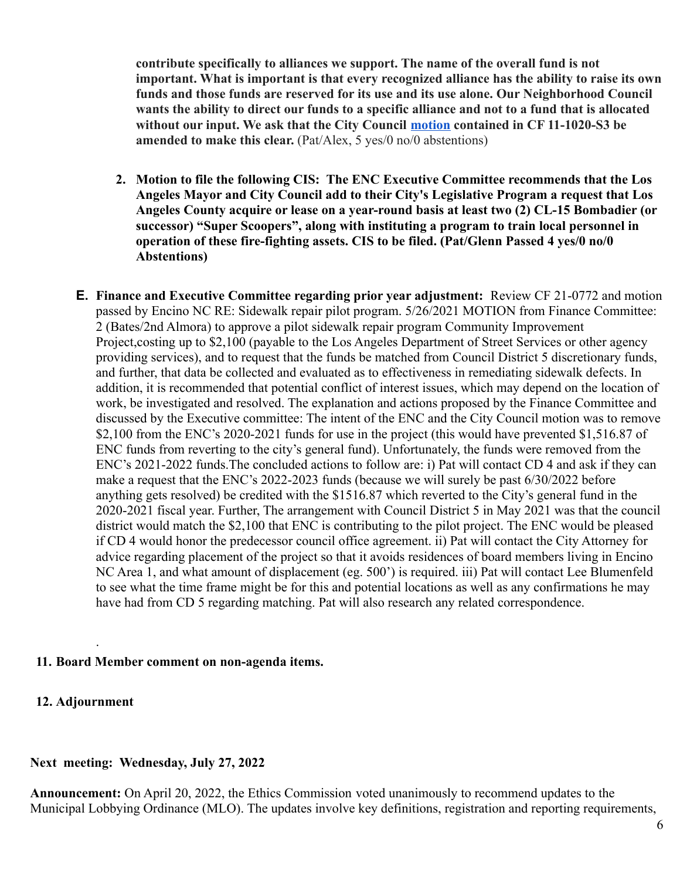**contribute specifically to alliances we support. The name of the overall fund is not important. What is important is that every recognized alliance has the ability to raise its own funds and those funds are reserved for its use and its use alone. Our Neighborhood Council wants the ability to direct our funds to a specific alliance and not to a fund that is allocated without our input. We ask that the City Council motion contained in CF 11-1020-S3 be amended to make this clear.** (Pat/Alex, 5 yes/0 no/0 abstentions)

2. **Motion to file the following CIS: The ENC Executive Committee recommends that the Los Angeles Mayor and City Council add to their City's Legislative Program a request that Los Angeles County acquire or lease on a year-round basis at least two (2) CL-15 Bombadier (or successor) "Super Scoopers", along with instituting a program to train local personnel in operation of these fire-fighting assets. CIS to be filed. (Pat/Glenn Passed 4 yes/0 no/0 Abstentions)**

**E. Finance and Executive Committee regarding prior year adjustment:** Review CF 21-0772 and motion passed by Encino NC RE: Sidewalk repair pilot program. 5/26/2021 MOTION from Finance Committee: 2 (Bates/2nd Almora) to approve a pilot sidewalk repair program Community Improvement Project,costing up to $2,100 (payable to the Los Angeles Department of Street Services or other agency providing services), and to request that the funds be matched from Council District 5 discretionary funds, and further, that data be collected and evaluated as to effectiveness in remediating sidewalk defects. In addition, it is recommended that potential conflict of interest issues, which may depend on the location of work, be investigated and resolved. The explanation and actions proposed by the Finance Committee and discussed by the Executive committee: The intent of the ENC and the City Council motion was to remove $2,100 from the ENC's 2020-2021 funds for use in the project (this would have prevented $1,516.87 of ENC funds from reverting to the city's general fund). Unfortunately, the funds were removed from the ENC's 2021-2022 funds.The concluded actions to follow are: i) Pat will contact CD 4 and ask if they can make a request that the ENC's 2022-2023 funds (because we will surely be past 6/30/2022 before anything gets resolved) be credited with the $1516.87 which reverted to the City's general fund in the 2020-2021 fiscal year. Further, The arrangement with Council District 5 in May 2021 was that the council district would match the $2,100 that ENC is contributing to the pilot project. The ENC would be pleased if CD 4 would honor the predecessor council office agreement. ii) Pat will contact the City Attorney for advice regarding placement of the project so that it avoids residences of board members living in Encino NC Area 1, and what amount of displacement (eg. 500') is required. iii) Pat will contact Lee Blumenfeld to see what the time frame might be for this and potential locations as well as any confirmations he may have had from CD 5 regarding matching. Pat will also research any related correspondence.

.

**11. Board Member comment on non-agenda items.**

**12. Adjournment**

**Next meeting: Wednesday, July 27, 2022**

**Announcement:** On April 20, 2022, the Ethics Commission voted unanimously to recommend updates to the Municipal Lobbying Ordinance (MLO). The updates involve key definitions, registration and reporting requirements,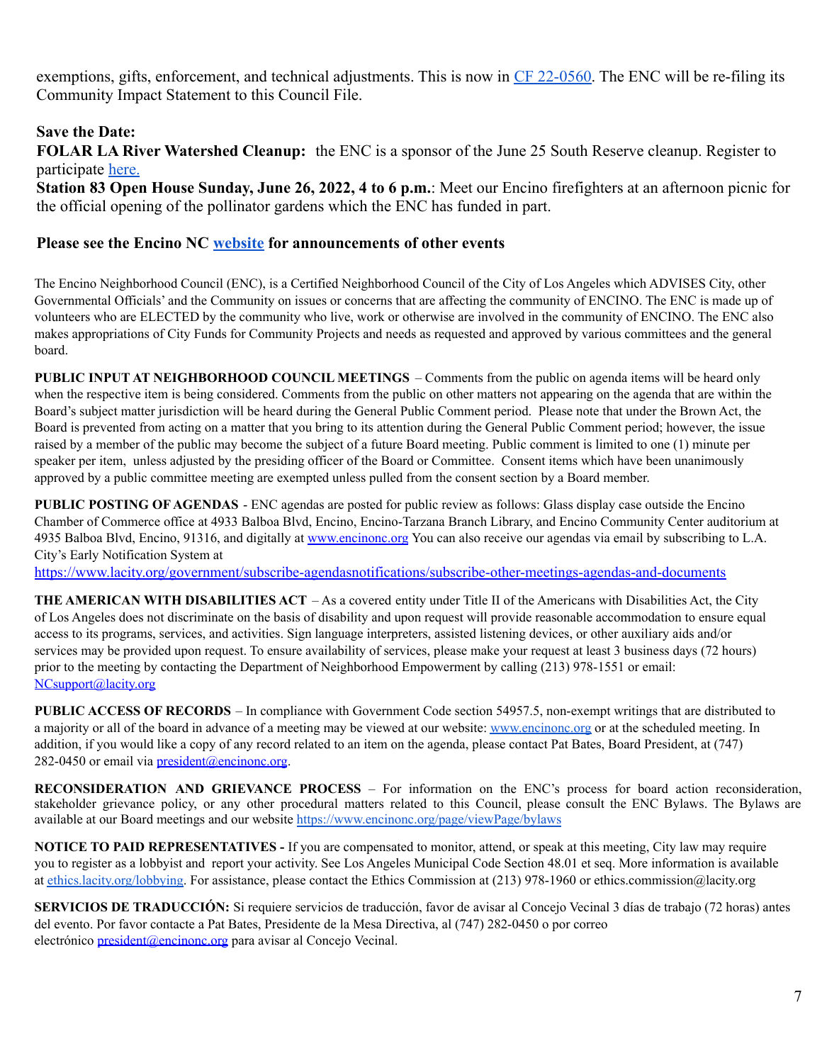exemptions, gifts, enforcement, and technical adjustments. This is now in [CF 22-0560](). The ENC will be re-filing its Community Impact Statement to this Council File.

**Save the Date:**

**FOLAR LA River Watershed Cleanup:** the ENC is a sponsor of the June 25 South Reserve cleanup. Register to participate [here.]()

**Station 83 Open House Sunday, June 26, 2022, 4 to 6 p.m.**: Meet our Encino firefighters at an afternoon picnic for the official opening of the pollinator gardens which the ENC has funded in part.

**Please see the Encino NC [website]() for announcements of other events**

The Encino Neighborhood Council (ENC), is a Certified Neighborhood Council of the City of Los Angeles which ADVISES City, other Governmental Officials' and the Community on issues or concerns that are affecting the community of ENCINO. The ENC is made up of volunteers who are ELECTED by the community who live, work or otherwise are involved in the community of ENCINO. The ENC also makes appropriations of City Funds for Community Projects and needs as requested and approved by various committees and the general board.

**PUBLIC INPUT AT NEIGHBORHOOD COUNCIL MEETINGS** – Comments from the public on agenda items will be heard only when the respective item is being considered. Comments from the public on other matters not appearing on the agenda that are within the Board's subject matter jurisdiction will be heard during the General Public Comment period. Please note that under the Brown Act, the Board is prevented from acting on a matter that you bring to its attention during the General Public Comment period; however, the issue raised by a member of the public may become the subject of a future Board meeting. Public comment is limited to one (1) minute per speaker per item, unless adjusted by the presiding officer of the Board or Committee. Consent items which have been unanimously approved by a public committee meeting are exempted unless pulled from the consent section by a Board member.

**PUBLIC POSTING OF AGENDAS** - ENC agendas are posted for public review as follows: Glass display case outside the Encino Chamber of Commerce office at 4933 Balboa Blvd, Encino, Encino-Tarzana Branch Library, and Encino Community Center auditorium at 4935 Balboa Blvd, Encino, 91316, and digitally at www.encinonc.org You can also receive our agendas via email by subscribing to L.A. City's Early Notification System at https://www.lacity.org/government/subscribe-agendasnotifications/subscribe-other-meetings-agendas-and-documents

**THE AMERICAN WITH DISABILITIES ACT** – As a covered entity under Title II of the Americans with Disabilities Act, the City of Los Angeles does not discriminate on the basis of disability and upon request will provide reasonable accommodation to ensure equal access to its programs, services, and activities. Sign language interpreters, assisted listening devices, or other auxiliary aids and/or services may be provided upon request. To ensure availability of services, please make your request at least 3 business days (72 hours) prior to the meeting by contacting the Department of Neighborhood Empowerment by calling (213) 978-1551 or email: NCsupport@lacity.org

**PUBLIC ACCESS OF RECORDS** – In compliance with Government Code section 54957.5, non-exempt writings that are distributed to a majority or all of the board in advance of a meeting may be viewed at our website: www.encinonc.org or at the scheduled meeting. In addition, if you would like a copy of any record related to an item on the agenda, please contact Pat Bates, Board President, at (747) 282-0450 or email via president@encinonc.org.

**RECONSIDERATION AND GRIEVANCE PROCESS** – For information on the ENC's process for board action reconsideration, stakeholder grievance policy, or any other procedural matters related to this Council, please consult the ENC Bylaws. The Bylaws are available at our Board meetings and our website https://www.encinonc.org/page/viewPage/bylaws

**NOTICE TO PAID REPRESENTATIVES -** If you are compensated to monitor, attend, or speak at this meeting, City law may require you to register as a lobbyist and report your activity. See Los Angeles Municipal Code Section 48.01 et seq. More information is available at ethics.lacity.org/lobbying. For assistance, please contact the Ethics Commission at (213) 978-1960 or ethics.commission@lacity.org

**SERVICIOS DE TRADUCCIÓN:** Si requiere servicios de traducción, favor de avisar al Concejo Vecinal 3 días de trabajo (72 horas) antes del evento. Por favor contacte a Pat Bates, Presidente de la Mesa Directiva, al (747) 282-0450 o por correo electrónico president@encinonc.org para avisar al Concejo Vecinal.